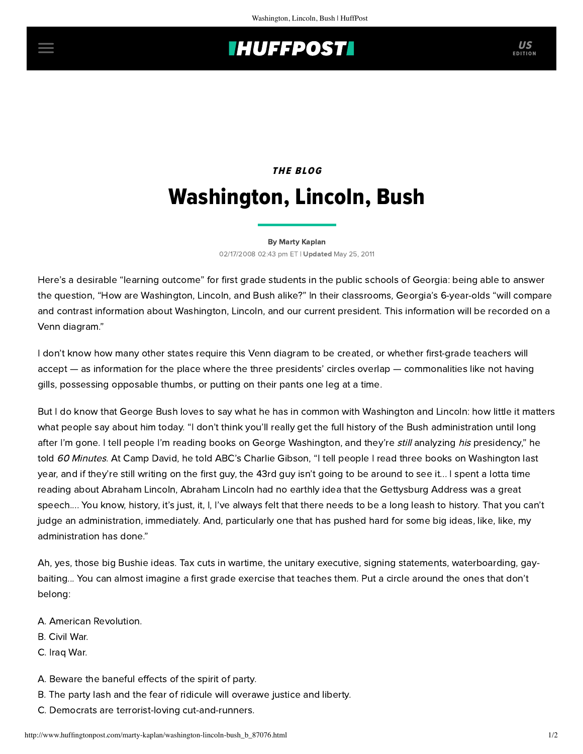*THE BLOG*

# Washington, Lincoln, Bush

By Marty Kaplan

02/17/2008 02:43 pm ET | **Updated** May 25, 2011

Here's a desirable "learning outcome" for first grade students in the public schools of Georgia: being able to answer the question, "How are Washington, Lincoln, and Bush alike?" In their classrooms, Georgia's 6-year-olds "will compare and contrast information about Washington, Lincoln, and our current president. This information will be recorded on a Venn diagram."

I don't know how many other states require this Venn diagram to be created, or whether first-grade teachers will accept — as information for the place where the three presidents' circles overlap — commonalities like not having gills, possessing opposable thumbs, or putting on their pants one leg at a time.

But I do know that George Bush loves to say what he has in common with Washington and Lincoln: how little it matters what people say about him today. "I don't think you'll really get the full history of the Bush administration until long after I'm gone. I tell people I'm reading books on George Washington, and they're *still* analyzing *his* presidency," he told *60 Minutes*. At Camp David, he told ABC's Charlie Gibson, "I tell people I read three books on Washington last year, and if they're still writing on the first guy, the 43rd guy isn't going to be around to see it... I spent a lotta time reading about Abraham Lincoln, Abraham Lincoln had no earthly idea that the Gettysburg Address was a great speech.... You know, history, it's just, it, I, I've always felt that there needs to be a long leash to history. That you can't judge an administration, immediately. And, particularly one that has pushed hard for some big ideas, like, like, my administration has done."

Ah, yes, those big Bushie ideas. Tax cuts in wartime, the unitary executive, signing statements, waterboarding, gay-baiting... You can almost imagine a first grade exercise that teaches them. Put a circle around the ones that don't belong:

A. American Revolution.
B. Civil War.
C. Iraq War.

A. Beware the baneful effects of the spirit of party.
B. The party lash and the fear of ridicule will overawe justice and liberty.
C. Democrats are terrorist-loving cut-and-runners.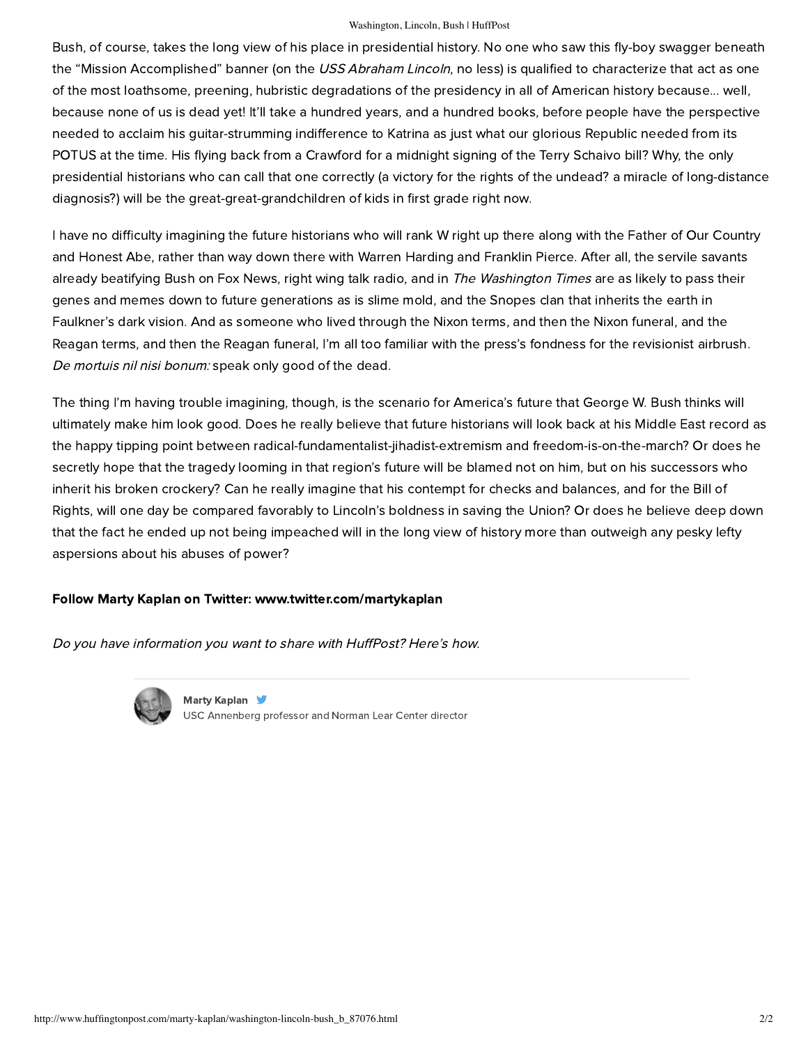Bush, of course, takes the long view of his place in presidential history. No one who saw this fly-boy swagger beneath the "Mission Accomplished" banner (on the *USS Abraham Lincoln*, no less) is qualified to characterize that act as one of the most loathsome, preening, hubristic degradations of the presidency in all of American history because… well, because none of us is dead yet! It'll take a hundred years, and a hundred books, before people have the perspective needed to acclaim his guitar-strumming indifference to Katrina as just what our glorious Republic needed from its POTUS at the time. His flying back from a Crawford for a midnight signing of the Terry Schaivo bill? Why, the only presidential historians who can call that one correctly (a victory for the rights of the undead? a miracle of long-distance diagnosis?) will be the great-great-grandchildren of kids in first grade right now.

I have no difficulty imagining the future historians who will rank W right up there along with the Father of Our Country and Honest Abe, rather than way down there with Warren Harding and Franklin Pierce. After all, the servile savants already beatifying Bush on Fox News, right wing talk radio, and in *The Washington Times* are as likely to pass their genes and memes down to future generations as is slime mold, and the Snopes clan that inherits the earth in Faulkner's dark vision. And as someone who lived through the Nixon terms, and then the Nixon funeral, and the Reagan terms, and then the Reagan funeral, I'm all too familiar with the press's fondness for the revisionist airbrush. *De mortuis nil nisi bonum:* speak only good of the dead.

The thing I'm having trouble imagining, though, is the scenario for America's future that George W. Bush thinks will ultimately make him look good. Does he really believe that future historians will look back at his Middle East record as the happy tipping point between radical-fundamentalist-jihadist-extremism and freedom-is-on-the-march? Or does he secretly hope that the tragedy looming in that region's future will be blamed not on him, but on his successors who inherit his broken crockery? Can he really imagine that his contempt for checks and balances, and for the Bill of Rights, will one day be compared favorably to Lincoln's boldness in saving the Union? Or does he believe deep down that the fact he ended up not being impeached will in the long view of history more than outweigh any pesky lefty aspersions about his abuses of power?

**Follow Marty Kaplan on Twitter: www.twitter.com/martykaplan**

*Do you have information you want to share with HuffPost? Here's how.*

**Marty Kaplan**
USC Annenberg professor and Norman Lear Center director